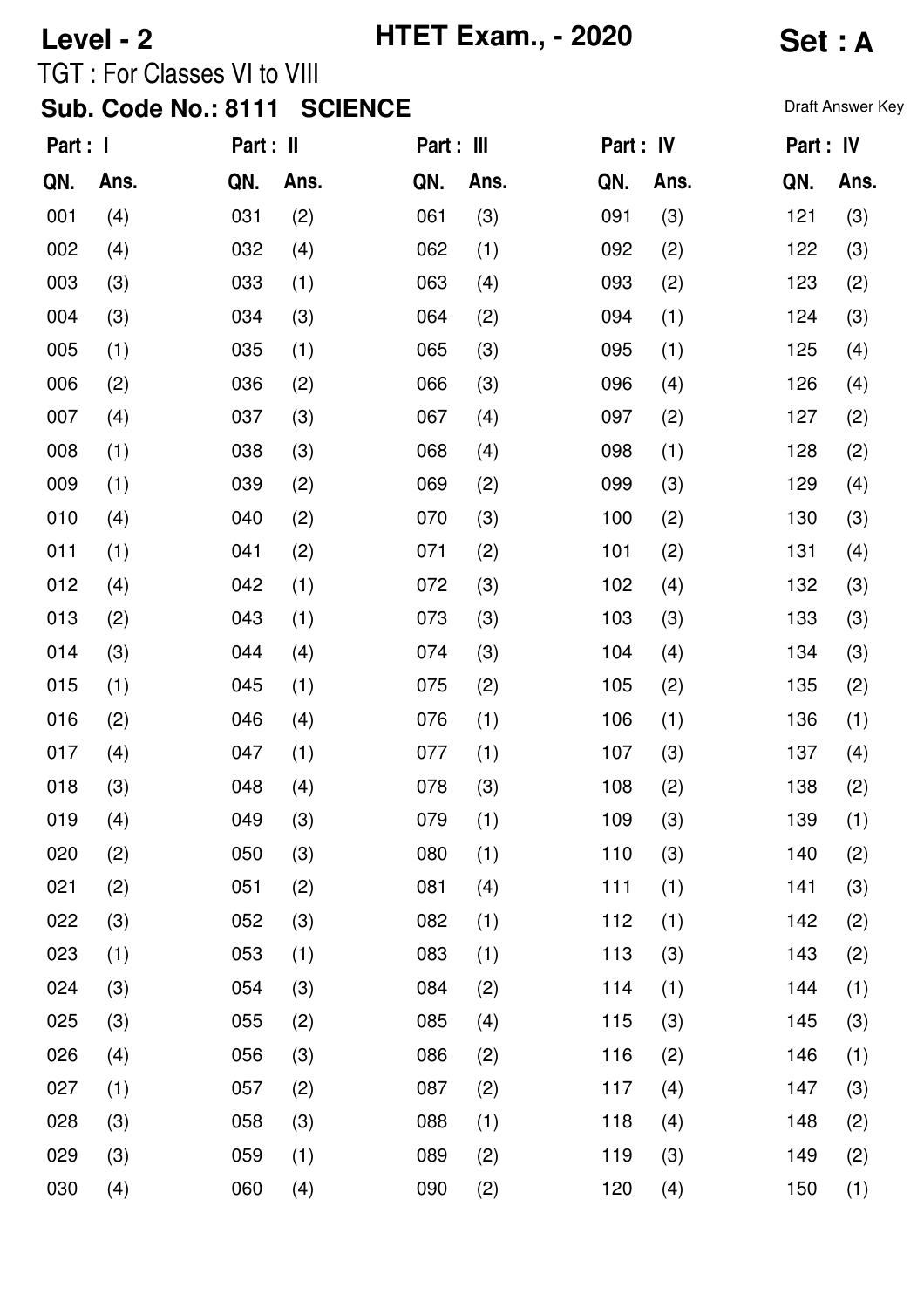**Level - 2** **HTET Exam., - 2020** **Set : A**

TGT : For Classes VI to VIII

**Sub. Code No.: 8111 SCIENCE**

Draft Answer Key

| Part : I | | Part : II | | Part : III | | Part : IV | | Part : IV | |
|---|---|---|---|---|---|---|---|---|---|
| QN. | Ans. | QN. | Ans. | QN. | Ans. | QN. | Ans. | QN. | Ans. |
| 001 | (4) | 031 | (2) | 061 | (3) | 091 | (3) | 121 | (3) |
| 002 | (4) | 032 | (4) | 062 | (1) | 092 | (2) | 122 | (3) |
| 003 | (3) | 033 | (1) | 063 | (4) | 093 | (2) | 123 | (2) |
| 004 | (3) | 034 | (3) | 064 | (2) | 094 | (1) | 124 | (3) |
| 005 | (1) | 035 | (1) | 065 | (3) | 095 | (1) | 125 | (4) |
| 006 | (2) | 036 | (2) | 066 | (3) | 096 | (4) | 126 | (4) |
| 007 | (4) | 037 | (3) | 067 | (4) | 097 | (2) | 127 | (2) |
| 008 | (1) | 038 | (3) | 068 | (4) | 098 | (1) | 128 | (2) |
| 009 | (1) | 039 | (2) | 069 | (2) | 099 | (3) | 129 | (4) |
| 010 | (4) | 040 | (2) | 070 | (3) | 100 | (2) | 130 | (3) |
| 011 | (1) | 041 | (2) | 071 | (2) | 101 | (2) | 131 | (4) |
| 012 | (4) | 042 | (1) | 072 | (3) | 102 | (4) | 132 | (3) |
| 013 | (2) | 043 | (1) | 073 | (3) | 103 | (3) | 133 | (3) |
| 014 | (3) | 044 | (4) | 074 | (3) | 104 | (4) | 134 | (3) |
| 015 | (1) | 045 | (1) | 075 | (2) | 105 | (2) | 135 | (2) |
| 016 | (2) | 046 | (4) | 076 | (1) | 106 | (1) | 136 | (1) |
| 017 | (4) | 047 | (1) | 077 | (1) | 107 | (3) | 137 | (4) |
| 018 | (3) | 048 | (4) | 078 | (3) | 108 | (2) | 138 | (2) |
| 019 | (4) | 049 | (3) | 079 | (1) | 109 | (3) | 139 | (1) |
| 020 | (2) | 050 | (3) | 080 | (1) | 110 | (3) | 140 | (2) |
| 021 | (2) | 051 | (2) | 081 | (4) | 111 | (1) | 141 | (3) |
| 022 | (3) | 052 | (3) | 082 | (1) | 112 | (1) | 142 | (2) |
| 023 | (1) | 053 | (1) | 083 | (1) | 113 | (3) | 143 | (2) |
| 024 | (3) | 054 | (3) | 084 | (2) | 114 | (1) | 144 | (1) |
| 025 | (3) | 055 | (2) | 085 | (4) | 115 | (3) | 145 | (3) |
| 026 | (4) | 056 | (3) | 086 | (2) | 116 | (2) | 146 | (1) |
| 027 | (1) | 057 | (2) | 087 | (2) | 117 | (4) | 147 | (3) |
| 028 | (3) | 058 | (3) | 088 | (1) | 118 | (4) | 148 | (2) |
| 029 | (3) | 059 | (1) | 089 | (2) | 119 | (3) | 149 | (2) |
| 030 | (4) | 060 | (4) | 090 | (2) | 120 | (4) | 150 | (1) |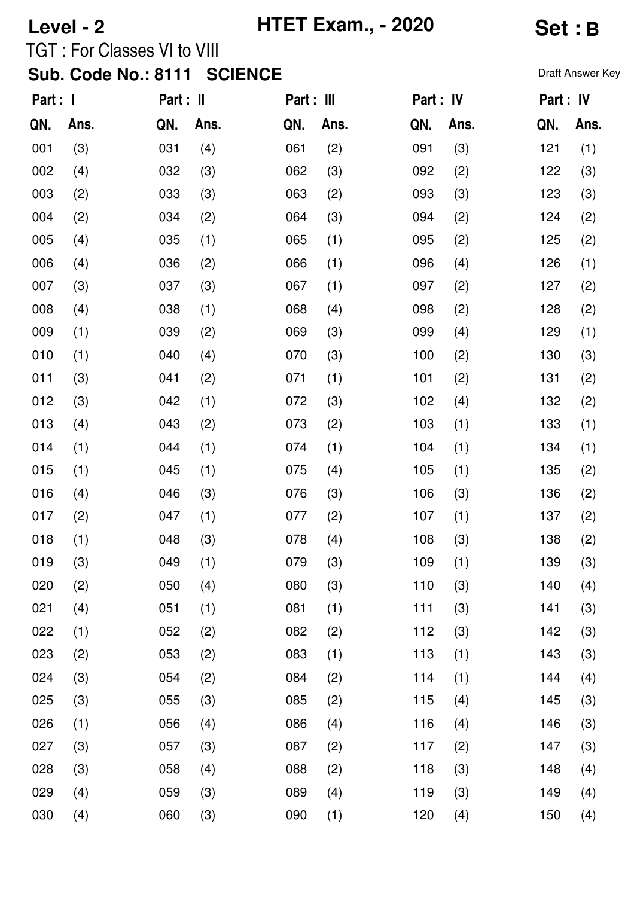**Level - 2** **HTET Exam., - 2020** **Set : B**

TGT : For Classes VI to VIII

**Sub. Code No.: 8111 SCIENCE**

Draft Answer Key

| Part : I | | Part : II | | Part : III | | Part : IV | | Part : IV | |
|---|---|---|---|---|---|---|---|---|---|
| **QN.** | **Ans.** | **QN.** | **Ans.** | **QN.** | **Ans.** | **QN.** | **Ans.** | **QN.** | **Ans.** |
| 001 | (3) | 031 | (4) | 061 | (2) | 091 | (3) | 121 | (1) |
| 002 | (4) | 032 | (3) | 062 | (3) | 092 | (2) | 122 | (3) |
| 003 | (2) | 033 | (3) | 063 | (2) | 093 | (3) | 123 | (3) |
| 004 | (2) | 034 | (2) | 064 | (3) | 094 | (2) | 124 | (2) |
| 005 | (4) | 035 | (1) | 065 | (1) | 095 | (2) | 125 | (2) |
| 006 | (4) | 036 | (2) | 066 | (1) | 096 | (4) | 126 | (1) |
| 007 | (3) | 037 | (3) | 067 | (1) | 097 | (2) | 127 | (2) |
| 008 | (4) | 038 | (1) | 068 | (4) | 098 | (2) | 128 | (2) |
| 009 | (1) | 039 | (2) | 069 | (3) | 099 | (4) | 129 | (1) |
| 010 | (1) | 040 | (4) | 070 | (3) | 100 | (2) | 130 | (3) |
| 011 | (3) | 041 | (2) | 071 | (1) | 101 | (2) | 131 | (2) |
| 012 | (3) | 042 | (1) | 072 | (3) | 102 | (4) | 132 | (2) |
| 013 | (4) | 043 | (2) | 073 | (2) | 103 | (1) | 133 | (1) |
| 014 | (1) | 044 | (1) | 074 | (1) | 104 | (1) | 134 | (1) |
| 015 | (1) | 045 | (1) | 075 | (4) | 105 | (1) | 135 | (2) |
| 016 | (4) | 046 | (3) | 076 | (3) | 106 | (3) | 136 | (2) |
| 017 | (2) | 047 | (1) | 077 | (2) | 107 | (1) | 137 | (2) |
| 018 | (1) | 048 | (3) | 078 | (4) | 108 | (3) | 138 | (2) |
| 019 | (3) | 049 | (1) | 079 | (3) | 109 | (1) | 139 | (3) |
| 020 | (2) | 050 | (4) | 080 | (3) | 110 | (3) | 140 | (4) |
| 021 | (4) | 051 | (1) | 081 | (1) | 111 | (3) | 141 | (3) |
| 022 | (1) | 052 | (2) | 082 | (2) | 112 | (3) | 142 | (3) |
| 023 | (2) | 053 | (2) | 083 | (1) | 113 | (1) | 143 | (3) |
| 024 | (3) | 054 | (2) | 084 | (2) | 114 | (1) | 144 | (4) |
| 025 | (3) | 055 | (3) | 085 | (2) | 115 | (4) | 145 | (3) |
| 026 | (1) | 056 | (4) | 086 | (4) | 116 | (4) | 146 | (3) |
| 027 | (3) | 057 | (3) | 087 | (2) | 117 | (2) | 147 | (3) |
| 028 | (3) | 058 | (4) | 088 | (2) | 118 | (3) | 148 | (4) |
| 029 | (4) | 059 | (3) | 089 | (4) | 119 | (3) | 149 | (4) |
| 030 | (4) | 060 | (3) | 090 | (1) | 120 | (4) | 150 | (4) |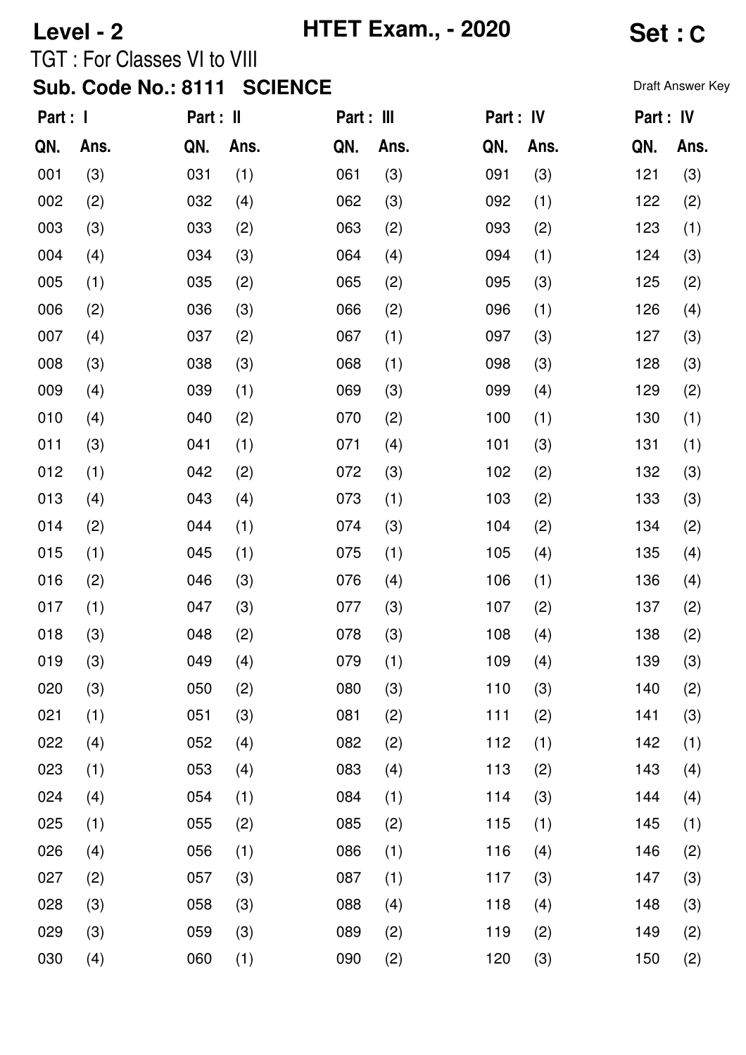**Level - 2** **HTET Exam., - 2020** **Set : C**

TGT : For Classes VI to VIII

**Sub. Code No.: 8111 SCIENCE**

Draft Answer Key

| Part : I | | Part : II | | Part : III | | Part : IV | | Part : IV | |
|---|---|---|---|---|---|---|---|---|---|
| QN. | Ans. | QN. | Ans. | QN. | Ans. | QN. | Ans. | QN. | Ans. |
| 001 | (3) | 031 | (1) | 061 | (3) | 091 | (3) | 121 | (3) |
| 002 | (2) | 032 | (4) | 062 | (3) | 092 | (1) | 122 | (2) |
| 003 | (3) | 033 | (2) | 063 | (2) | 093 | (2) | 123 | (1) |
| 004 | (4) | 034 | (3) | 064 | (4) | 094 | (1) | 124 | (3) |
| 005 | (1) | 035 | (2) | 065 | (2) | 095 | (3) | 125 | (2) |
| 006 | (2) | 036 | (3) | 066 | (2) | 096 | (1) | 126 | (4) |
| 007 | (4) | 037 | (2) | 067 | (1) | 097 | (3) | 127 | (3) |
| 008 | (3) | 038 | (3) | 068 | (1) | 098 | (3) | 128 | (3) |
| 009 | (4) | 039 | (1) | 069 | (3) | 099 | (4) | 129 | (2) |
| 010 | (4) | 040 | (2) | 070 | (2) | 100 | (1) | 130 | (1) |
| 011 | (3) | 041 | (1) | 071 | (4) | 101 | (3) | 131 | (1) |
| 012 | (1) | 042 | (2) | 072 | (3) | 102 | (2) | 132 | (3) |
| 013 | (4) | 043 | (4) | 073 | (1) | 103 | (2) | 133 | (3) |
| 014 | (2) | 044 | (1) | 074 | (3) | 104 | (2) | 134 | (2) |
| 015 | (1) | 045 | (1) | 075 | (1) | 105 | (4) | 135 | (4) |
| 016 | (2) | 046 | (3) | 076 | (4) | 106 | (1) | 136 | (4) |
| 017 | (1) | 047 | (3) | 077 | (3) | 107 | (2) | 137 | (2) |
| 018 | (3) | 048 | (2) | 078 | (3) | 108 | (4) | 138 | (2) |
| 019 | (3) | 049 | (4) | 079 | (1) | 109 | (4) | 139 | (3) |
| 020 | (3) | 050 | (2) | 080 | (3) | 110 | (3) | 140 | (2) |
| 021 | (1) | 051 | (3) | 081 | (2) | 111 | (2) | 141 | (3) |
| 022 | (4) | 052 | (4) | 082 | (2) | 112 | (1) | 142 | (1) |
| 023 | (1) | 053 | (4) | 083 | (4) | 113 | (2) | 143 | (4) |
| 024 | (4) | 054 | (1) | 084 | (1) | 114 | (3) | 144 | (4) |
| 025 | (1) | 055 | (2) | 085 | (2) | 115 | (1) | 145 | (1) |
| 026 | (4) | 056 | (1) | 086 | (1) | 116 | (4) | 146 | (2) |
| 027 | (2) | 057 | (3) | 087 | (1) | 117 | (3) | 147 | (3) |
| 028 | (3) | 058 | (3) | 088 | (4) | 118 | (4) | 148 | (3) |
| 029 | (3) | 059 | (3) | 089 | (2) | 119 | (2) | 149 | (2) |
| 030 | (4) | 060 | (1) | 090 | (2) | 120 | (3) | 150 | (2) |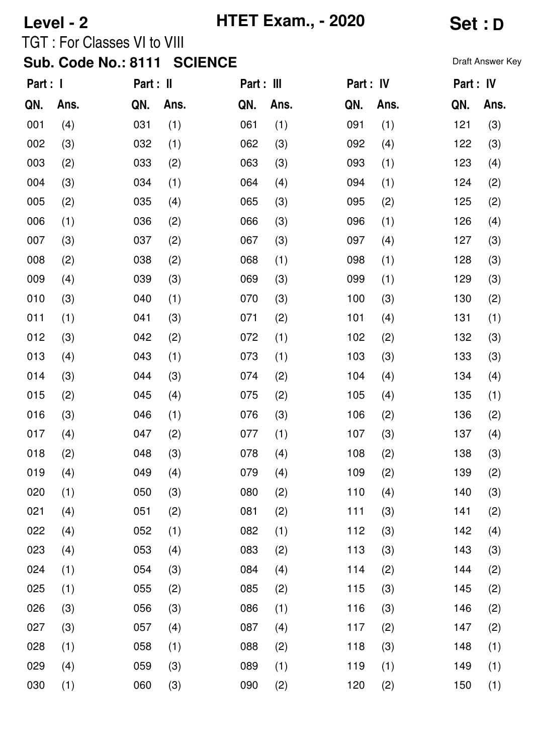**Level - 2** **HTET Exam., - 2020** **Set : D**

TGT : For Classes VI to VIII

**Sub. Code No.: 8111 SCIENCE**

Draft Answer Key

| Part : I | | Part : II | | Part : III | | Part : IV | | Part : IV | |
|---|---|---|---|---|---|---|---|---|---|
| **QN.** | **Ans.** | **QN.** | **Ans.** | **QN.** | **Ans.** | **QN.** | **Ans.** | **QN.** | **Ans.** |
| 001 | (4) | 031 | (1) | 061 | (1) | 091 | (1) | 121 | (3) |
| 002 | (3) | 032 | (1) | 062 | (3) | 092 | (4) | 122 | (3) |
| 003 | (2) | 033 | (2) | 063 | (3) | 093 | (1) | 123 | (4) |
| 004 | (3) | 034 | (1) | 064 | (4) | 094 | (1) | 124 | (2) |
| 005 | (2) | 035 | (4) | 065 | (3) | 095 | (2) | 125 | (2) |
| 006 | (1) | 036 | (2) | 066 | (3) | 096 | (1) | 126 | (4) |
| 007 | (3) | 037 | (2) | 067 | (3) | 097 | (4) | 127 | (3) |
| 008 | (2) | 038 | (2) | 068 | (1) | 098 | (1) | 128 | (3) |
| 009 | (4) | 039 | (3) | 069 | (3) | 099 | (1) | 129 | (3) |
| 010 | (3) | 040 | (1) | 070 | (3) | 100 | (3) | 130 | (2) |
| 011 | (1) | 041 | (3) | 071 | (2) | 101 | (4) | 131 | (1) |
| 012 | (3) | 042 | (2) | 072 | (1) | 102 | (2) | 132 | (3) |
| 013 | (4) | 043 | (1) | 073 | (1) | 103 | (3) | 133 | (3) |
| 014 | (3) | 044 | (3) | 074 | (2) | 104 | (4) | 134 | (4) |
| 015 | (2) | 045 | (4) | 075 | (2) | 105 | (4) | 135 | (1) |
| 016 | (3) | 046 | (1) | 076 | (3) | 106 | (2) | 136 | (2) |
| 017 | (4) | 047 | (2) | 077 | (1) | 107 | (3) | 137 | (4) |
| 018 | (2) | 048 | (3) | 078 | (4) | 108 | (2) | 138 | (3) |
| 019 | (4) | 049 | (4) | 079 | (4) | 109 | (2) | 139 | (2) |
| 020 | (1) | 050 | (3) | 080 | (2) | 110 | (4) | 140 | (3) |
| 021 | (4) | 051 | (2) | 081 | (2) | 111 | (3) | 141 | (2) |
| 022 | (4) | 052 | (1) | 082 | (1) | 112 | (3) | 142 | (4) |
| 023 | (4) | 053 | (4) | 083 | (2) | 113 | (3) | 143 | (3) |
| 024 | (1) | 054 | (3) | 084 | (4) | 114 | (2) | 144 | (2) |
| 025 | (1) | 055 | (2) | 085 | (2) | 115 | (3) | 145 | (2) |
| 026 | (3) | 056 | (3) | 086 | (1) | 116 | (3) | 146 | (2) |
| 027 | (3) | 057 | (4) | 087 | (4) | 117 | (2) | 147 | (2) |
| 028 | (1) | 058 | (1) | 088 | (2) | 118 | (3) | 148 | (1) |
| 029 | (4) | 059 | (3) | 089 | (1) | 119 | (1) | 149 | (1) |
| 030 | (1) | 060 | (3) | 090 | (2) | 120 | (2) | 150 | (1) |